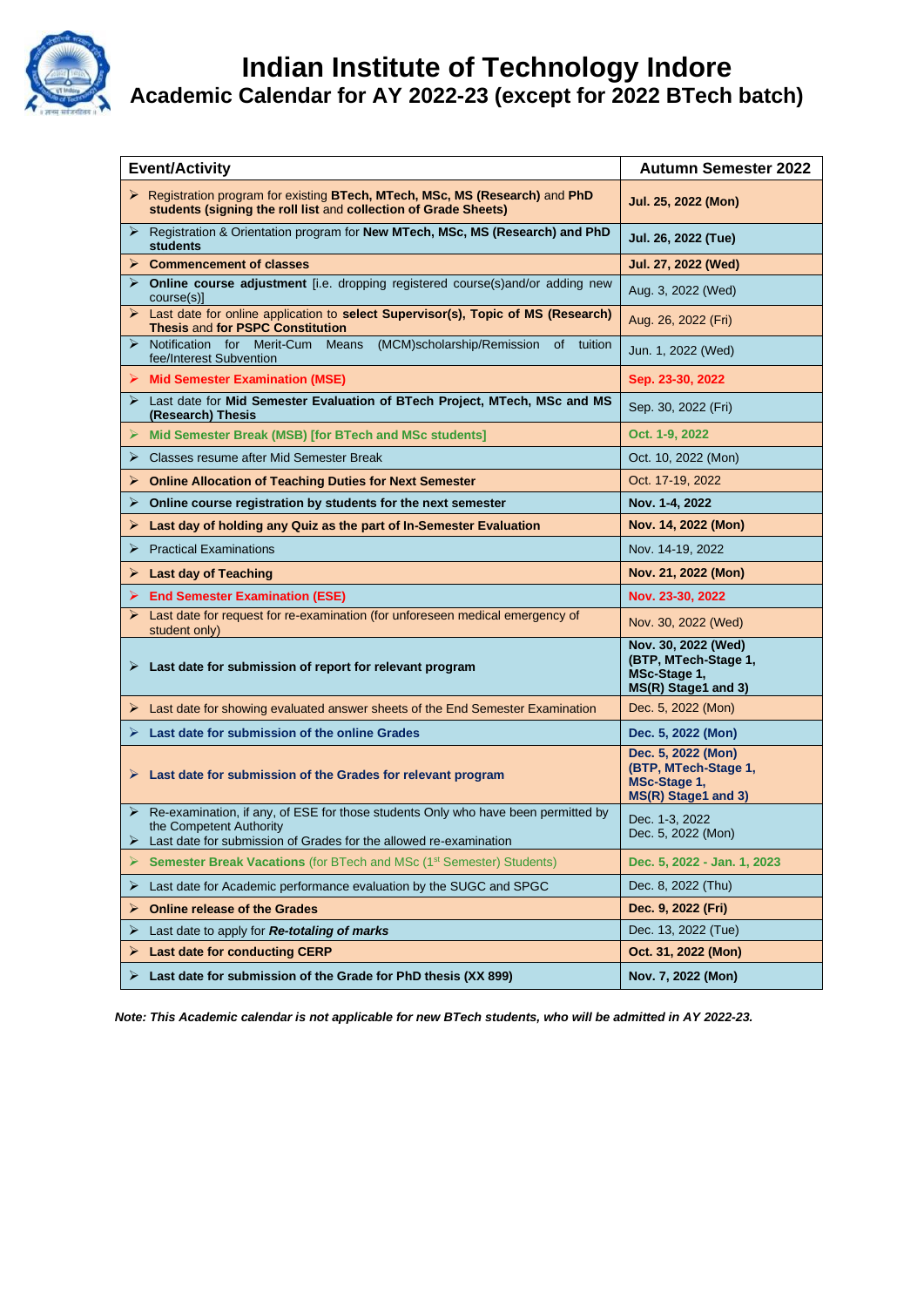# Indian Institute of Technology Indore

## Academic Calendar for AY 2022-23 (except for 2022 BTech batch)

| Event/Activity | Autumn Semester 2022 |
|---|---|
| ➢ Registration program for existing **BTech, MTech, MSc, MS (Research)** and **PhD students (signing the roll list** and **collection of Grade Sheets)** | **Jul. 25, 2022 (Mon)** |
| ➢ Registration & Orientation program for **New MTech, MSc, MS (Research) and PhD students** | **Jul. 26, 2022 (Tue)** |
| ➢ **Commencement of classes** | **Jul. 27, 2022 (Wed)** |
| ➢ **Online course adjustment** [i.e. dropping registered course(s)and/or adding new course(s)] | Aug. 3, 2022 (Wed) |
| ➢ Last date for online application to **select Supervisor(s), Topic of MS (Research) Thesis** and **for PSPC Constitution** | Aug. 26, 2022 (Fri) |
| ➢ Notification for Merit-Cum Means (MCM)scholarship/Remission of tuition fee/Interest Subvention | Jun. 1, 2022 (Wed) |
| ➢ **Mid Semester Examination (MSE)** | **Sep. 23-30, 2022** |
| ➢ Last date for **Mid Semester Evaluation of BTech Project, MTech, MSc and MS (Research) Thesis** | Sep. 30, 2022 (Fri) |
| ➢ **Mid Semester Break (MSB) [for BTech and MSc students]** | **Oct. 1-9, 2022** |
| ➢ Classes resume after Mid Semester Break | Oct. 10, 2022 (Mon) |
| ➢ **Online Allocation of Teaching Duties for Next Semester** | Oct. 17-19, 2022 |
| ➢ **Online course registration by students for the next semester** | **Nov. 1-4, 2022** |
| ➢ **Last day of holding any Quiz as the part of In-Semester Evaluation** | **Nov. 14, 2022 (Mon)** |
| ➢ Practical Examinations | Nov. 14-19, 2022 |
| ➢ **Last day of Teaching** | **Nov. 21, 2022 (Mon)** |
| ➢ **End Semester Examination (ESE)** | **Nov. 23-30, 2022** |
| ➢ Last date for request for re-examination (for unforeseen medical emergency of student only) | Nov. 30, 2022 (Wed) |
| ➢ **Last date for submission of report for relevant program** | **Nov. 30, 2022 (Wed) (BTP, MTech-Stage 1, MSc-Stage 1, MS(R) Stage1 and 3)** |
| ➢ Last date for showing evaluated answer sheets of the End Semester Examination | Dec. 5, 2022 (Mon) |
| ➢ **Last date for submission of the online Grades** | **Dec. 5, 2022 (Mon)** |
| ➢ **Last date for submission of the Grades for relevant program** | **Dec. 5, 2022 (Mon) (BTP, MTech-Stage 1, MSc-Stage 1, MS(R) Stage1 and 3)** |
| ➢ Re-examination, if any, of ESE for those students Only who have been permitted by the Competent Authority<br>➢ Last date for submission of Grades for the allowed re-examination | Dec. 1-3, 2022<br>Dec. 5, 2022 (Mon) |
| ➢ **Semester Break Vacations** (for BTech and MSc (1st Semester) Students) | **Dec. 5, 2022 - Jan. 1, 2023** |
| ➢ Last date for Academic performance evaluation by the SUGC and SPGC | Dec. 8, 2022 (Thu) |
| ➢ **Online release of the Grades** | **Dec. 9, 2022 (Fri)** |
| ➢ Last date to apply for ***Re-totaling of marks*** | Dec. 13, 2022 (Tue) |
| ➢ **Last date for conducting CERP** | **Oct. 31, 2022 (Mon)** |
| ➢ **Last date for submission of the Grade for PhD thesis (XX 899)** | **Nov. 7, 2022 (Mon)** |

***Note: This Academic calendar is not applicable for new BTech students, who will be admitted in AY 2022-23.***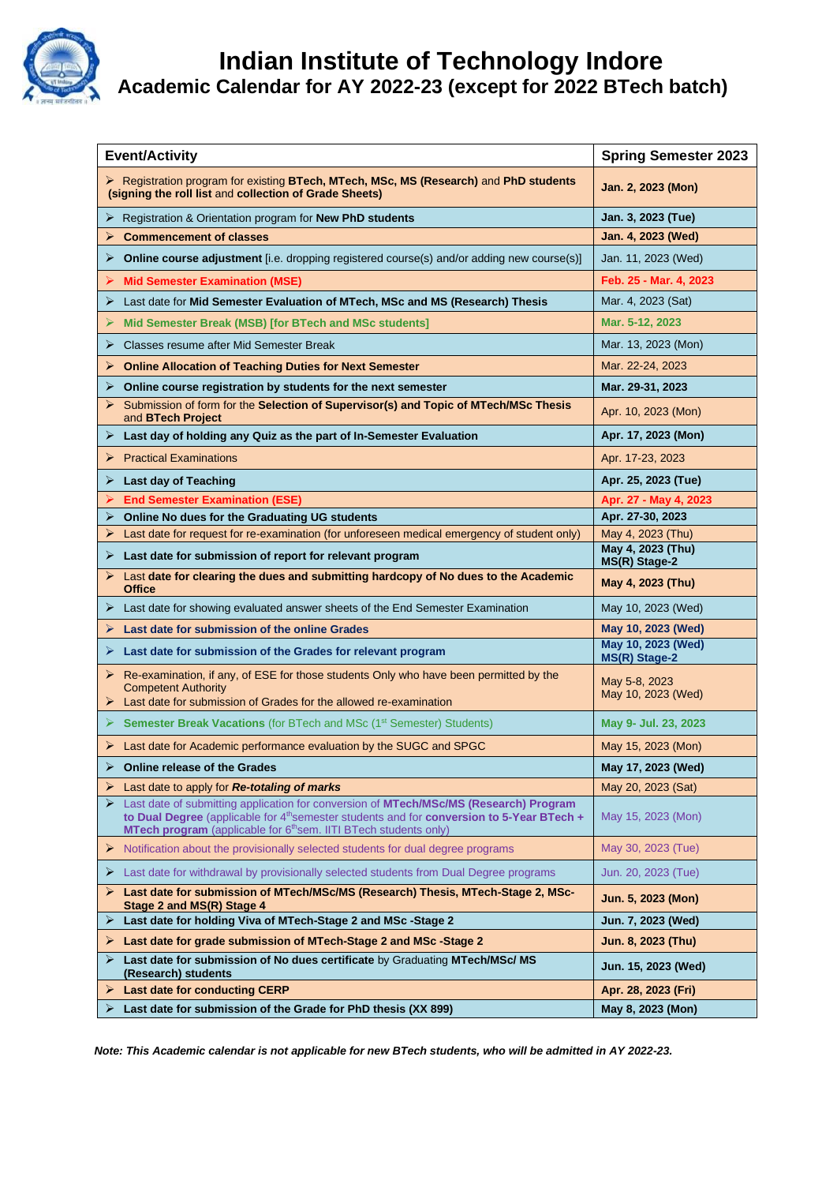# Indian Institute of Technology Indore

## Academic Calendar for AY 2022-23 (except for 2022 BTech batch)

| Event/Activity | Spring Semester 2023 |
|---|---|
| ➢ Registration program for existing **BTech, MTech, MSc, MS (Research)** and **PhD students (signing the roll list** and **collection of Grade Sheets)** | **Jan. 2, 2023 (Mon)** |
| ➢ Registration & Orientation program for **New PhD students** | **Jan. 3, 2023 (Tue)** |
| ➢ **Commencement of classes** | **Jan. 4, 2023 (Wed)** |
| ➢ **Online course adjustment** [i.e. dropping registered course(s) and/or adding new course(s)] | Jan. 11, 2023 (Wed) |
| ➢ **Mid Semester Examination (MSE)** | **Feb. 25 - Mar. 4, 2023** |
| ➢ Last date for **Mid Semester Evaluation of MTech, MSc and MS (Research) Thesis** | Mar. 4, 2023 (Sat) |
| ➢ **Mid Semester Break (MSB) [for BTech and MSc students]** | **Mar. 5-12, 2023** |
| ➢ Classes resume after Mid Semester Break | Mar. 13, 2023 (Mon) |
| ➢ **Online Allocation of Teaching Duties for Next Semester** | Mar. 22-24, 2023 |
| ➢ **Online course registration by students for the next semester** | **Mar. 29-31, 2023** |
| ➢ Submission of form for the **Selection of Supervisor(s) and Topic of MTech/MSc Thesis** and **BTech Project** | Apr. 10, 2023 (Mon) |
| ➢ **Last day of holding any Quiz as the part of In-Semester Evaluation** | **Apr. 17, 2023 (Mon)** |
| ➢ Practical Examinations | Apr. 17-23, 2023 |
| ➢ **Last day of Teaching** | **Apr. 25, 2023 (Tue)** |
| ➢ **End Semester Examination (ESE)** | **Apr. 27 - May 4, 2023** |
| ➢ **Online No dues for the Graduating UG students** | **Apr. 27-30, 2023** |
| ➢ Last date for request for re-examination (for unforeseen medical emergency of student only) | May 4, 2023 (Thu) |
| ➢ **Last date for submission of report for relevant program** | **May 4, 2023 (Thu) MS(R) Stage-2** |
| ➢ Last **date for clearing the dues and submitting hardcopy of No dues to the Academic Office** | **May 4, 2023 (Thu)** |
| ➢ Last date for showing evaluated answer sheets of the End Semester Examination | May 10, 2023 (Wed) |
| ➢ **Last date for submission of the online Grades** | **May 10, 2023 (Wed)** |
| ➢ **Last date for submission of the Grades for relevant program** | **May 10, 2023 (Wed) MS(R) Stage-2** |
| ➢ Re-examination, if any, of ESE for those students Only who have been permitted by the Competent Authority<br>➢ Last date for submission of Grades for the allowed re-examination | May 5-8, 2023<br>May 10, 2023 (Wed) |
| ➢ **Semester Break Vacations** (for BTech and MSc (1st Semester) Students) | **May 9- Jul. 23, 2023** |
| ➢ Last date for Academic performance evaluation by the SUGC and SPGC | May 15, 2023 (Mon) |
| ➢ **Online release of the Grades** | **May 17, 2023 (Wed)** |
| ➢ Last date to apply for ***Re-totaling of marks*** | May 20, 2023 (Sat) |
| ➢ Last date of submitting application for conversion of **MTech/MSc/MS (Research) Program to Dual Degree** (applicable for 4th semester students and for **conversion to 5-Year BTech + MTech program** (applicable for 6th sem. IITI BTech students only) | May 15, 2023 (Mon) |
| ➢ Notification about the provisionally selected students for dual degree programs | May 30, 2023 (Tue) |
| ➢ Last date for withdrawal by provisionally selected students from Dual Degree programs | Jun. 20, 2023 (Tue) |
| ➢ **Last date for submission of MTech/MSc/MS (Research) Thesis, MTech-Stage 2, MSc-Stage 2 and MS(R) Stage 4** | **Jun. 5, 2023 (Mon)** |
| ➢ **Last date for holding Viva of MTech-Stage 2 and MSc -Stage 2** | **Jun. 7, 2023 (Wed)** |
| ➢ **Last date for grade submission of MTech-Stage 2 and MSc -Stage 2** | **Jun. 8, 2023 (Thu)** |
| ➢ **Last date for submission of No dues certificate** by Graduating **MTech/MSc/ MS (Research) students** | **Jun. 15, 2023 (Wed)** |
| ➢ **Last date for conducting CERP** | **Apr. 28, 2023 (Fri)** |
| ➢ **Last date for submission of the Grade for PhD thesis (XX 899)** | **May 8, 2023 (Mon)** |

***Note: This Academic calendar is not applicable for new BTech students, who will be admitted in AY 2022-23.***